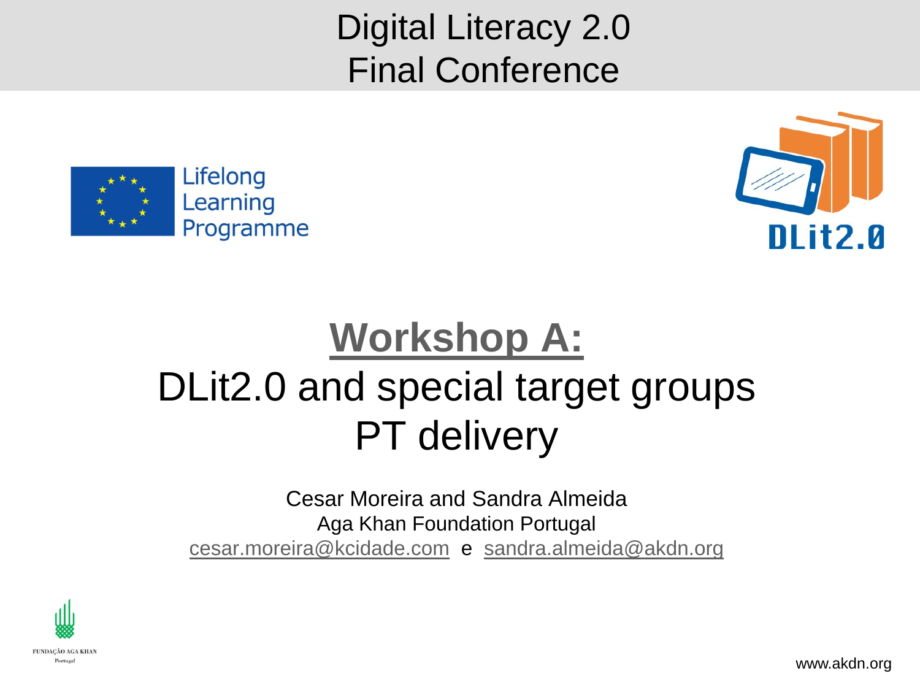# Digital Literacy 2.0
# Final Conference

Lifelong Learning Programme

DLit2.0

## Workshop A:

## DLit2.0 and special target groups PT delivery

Cesar Moreira and Sandra Almeida

Aga Khan Foundation Portugal

cesar.moreira@kcidade.com e sandra.almeida@akdn.org

FUNDAÇÃO AGA KHAN Portugal

www.akdn.org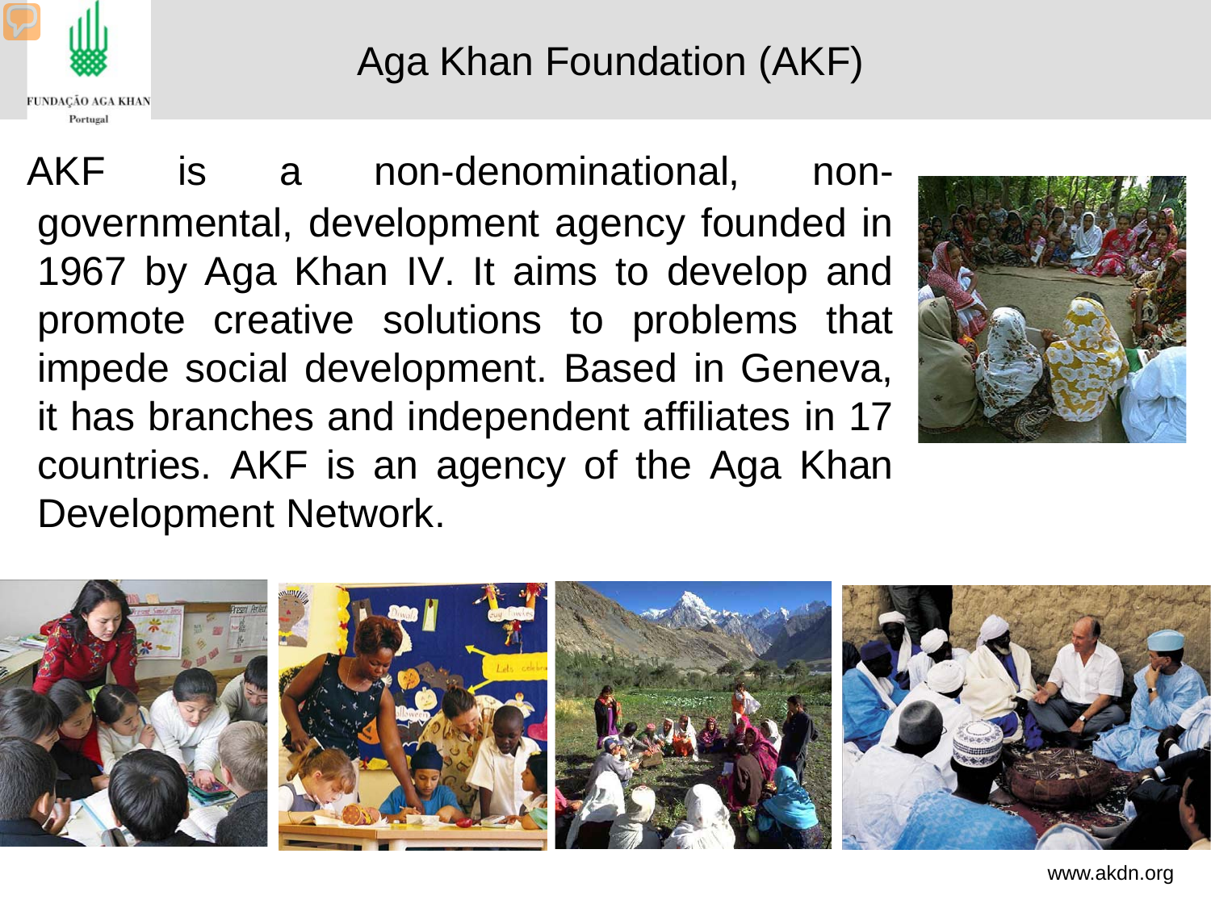# Aga Khan Foundation (AKF)

AKF is a non-denominational, non-governmental, development agency founded in 1967 by Aga Khan IV. It aims to develop and promote creative solutions to problems that impede social development. Based in Geneva, it has branches and independent affiliates in 17 countries. AKF is an agency of the Aga Khan Development Network.

www.akdn.org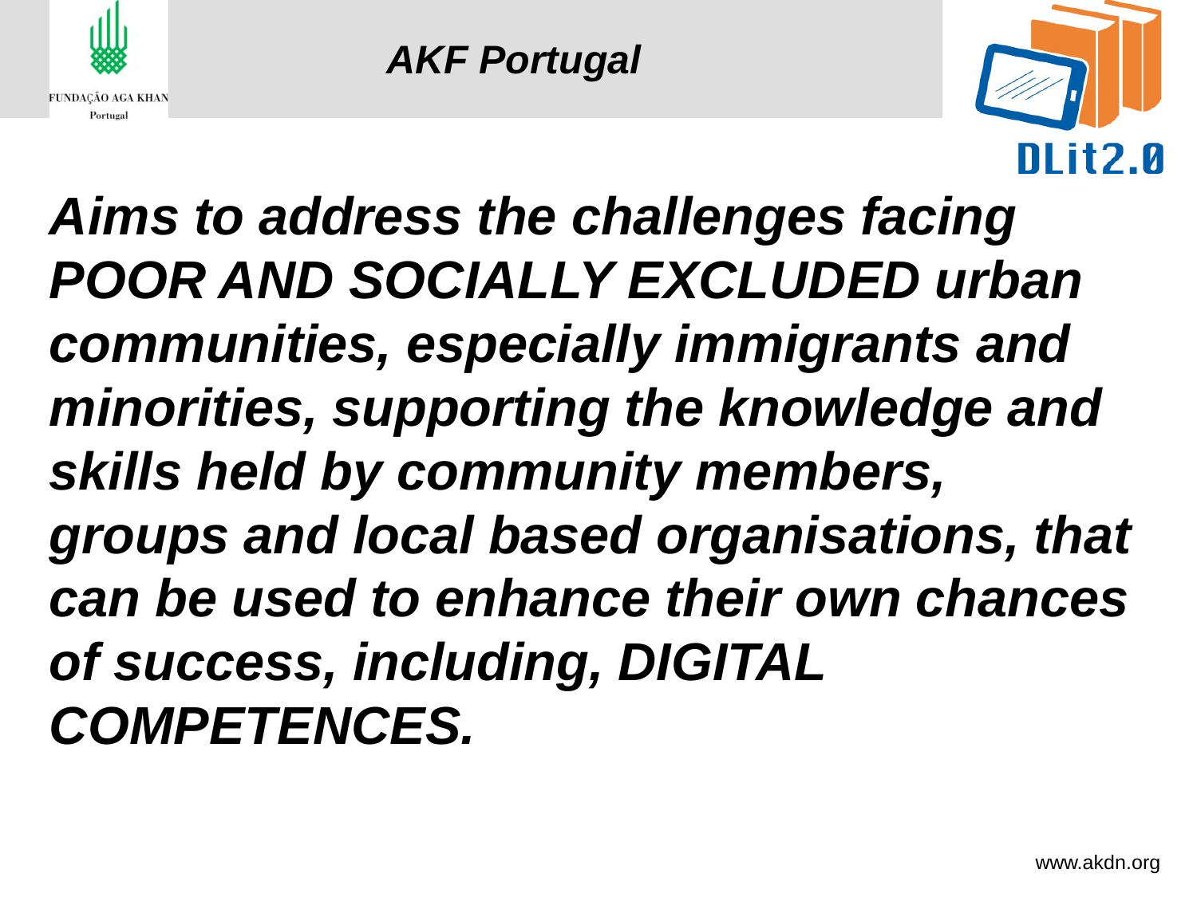## *AKF Portugal*

***Aims to address the challenges facing POOR AND SOCIALLY EXCLUDED urban communities, especially immigrants and minorities, supporting the knowledge and skills held by community members, groups and local based organisations, that can be used to enhance their own chances of success, including, DIGITAL COMPETENCES.***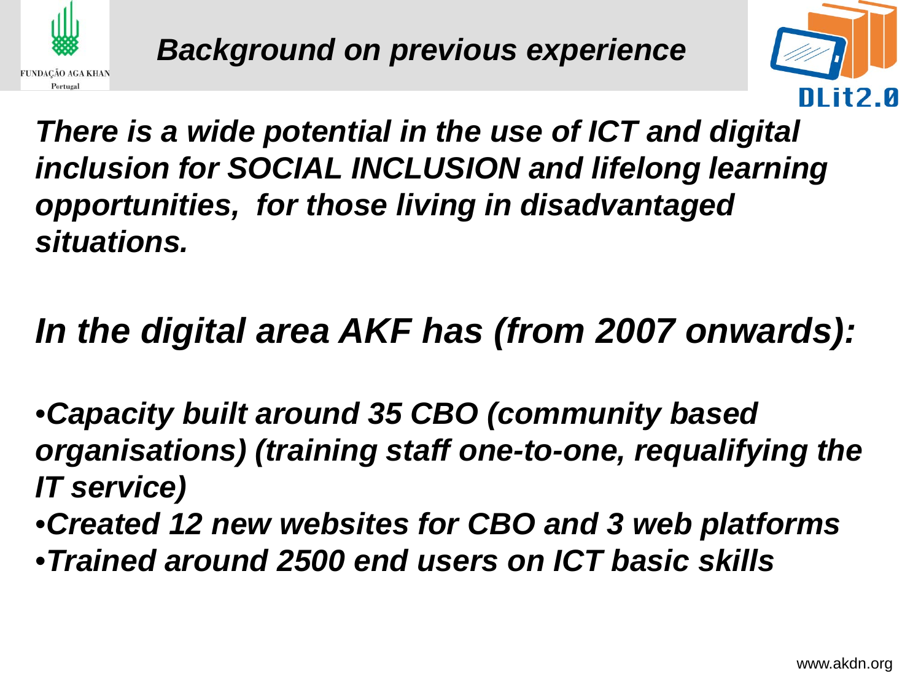# *Background on previous experience*

***There is a wide potential in the use of ICT and digital inclusion for SOCIAL INCLUSION and lifelong learning opportunities, for those living in disadvantaged situations.***

## *In the digital area AKF has (from 2007 onwards):*

- ***Capacity built around 35 CBO (community based organisations) (training staff one-to-one, requalifying the IT service)***
- ***Created 12 new websites for CBO and 3 web platforms***
- ***Trained around 2500 end users on ICT basic skills***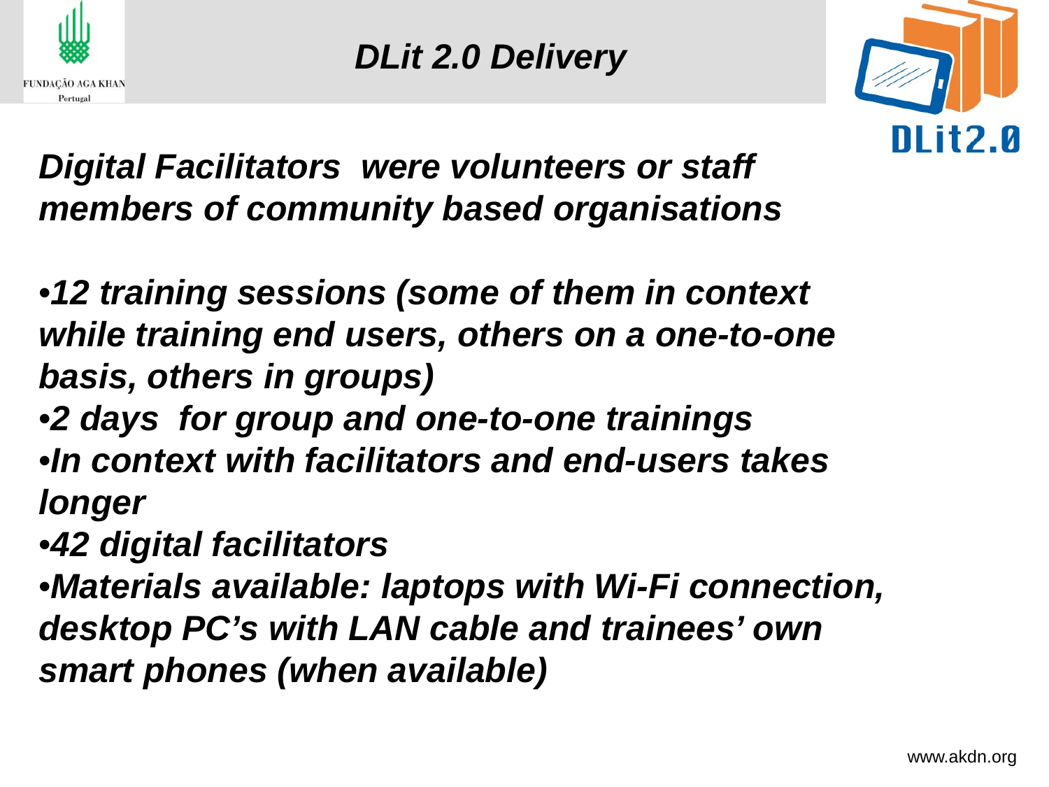# *DLit 2.0 Delivery*

***Digital Facilitators were volunteers or staff members of community based organisations***

- ***12 training sessions (some of them in context while training end users, others on a one-to-one basis, others in groups)***
- ***2 days for group and one-to-one trainings***
- ***In context with facilitators and end-users takes longer***
- ***42 digital facilitators***
- ***Materials available: laptops with Wi-Fi connection, desktop PC's with LAN cable and trainees' own smart phones (when available)***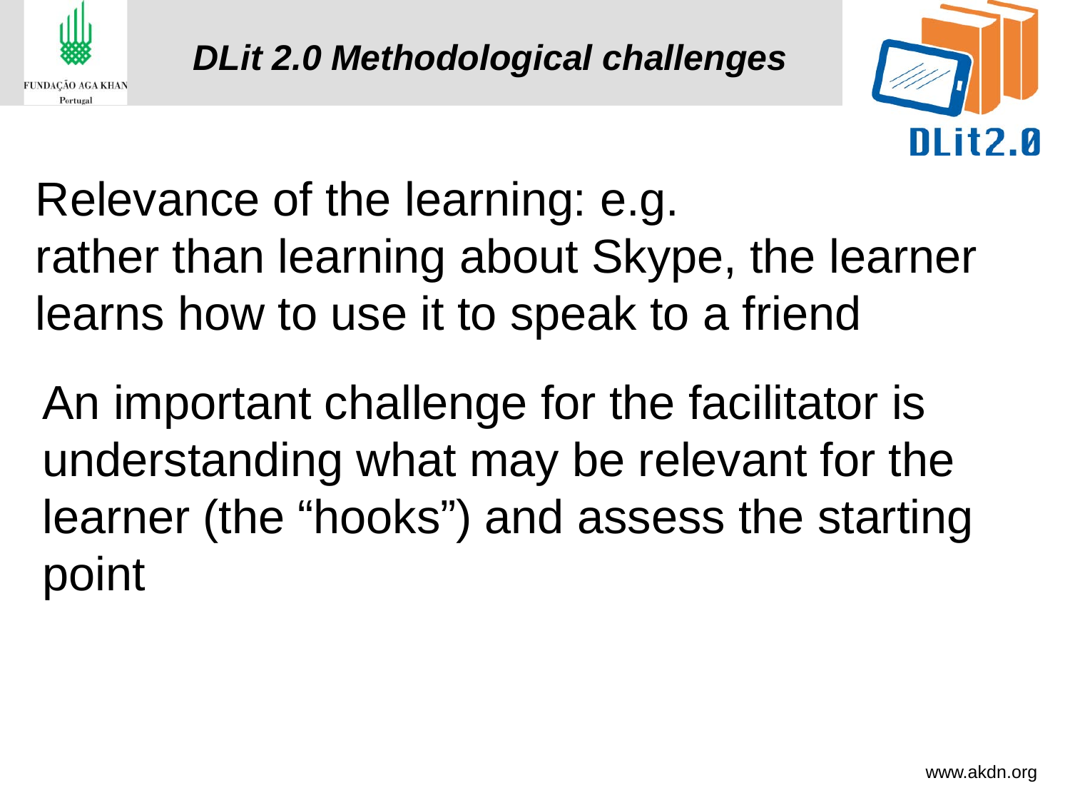# *DLit 2.0 Methodological challenges*

Relevance of the learning: e.g.
rather than learning about Skype, the learner learns how to use it to speak to a friend

An important challenge for the facilitator is understanding what may be relevant for the learner (the “hooks”) and assess the starting point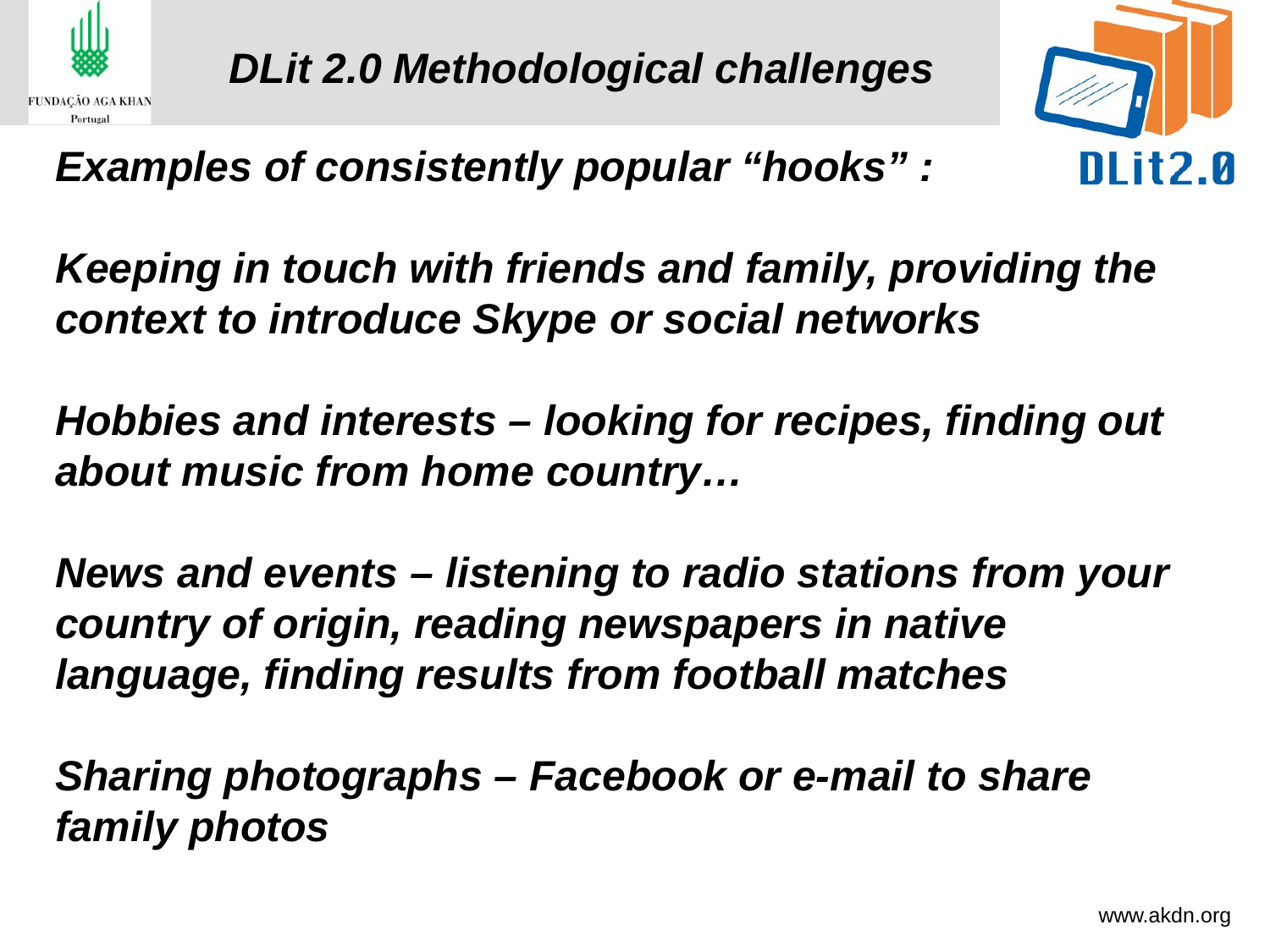# *DLit 2.0 Methodological challenges*

***Examples of consistently popular "hooks" :***

***Keeping in touch with friends and family, providing the context to introduce Skype or social networks***

***Hobbies and interests – looking for recipes, finding out about music from home country…***

***News and events – listening to radio stations from your country of origin, reading newspapers in native language, finding results from football matches***

***Sharing photographs – Facebook or e-mail to share family photos***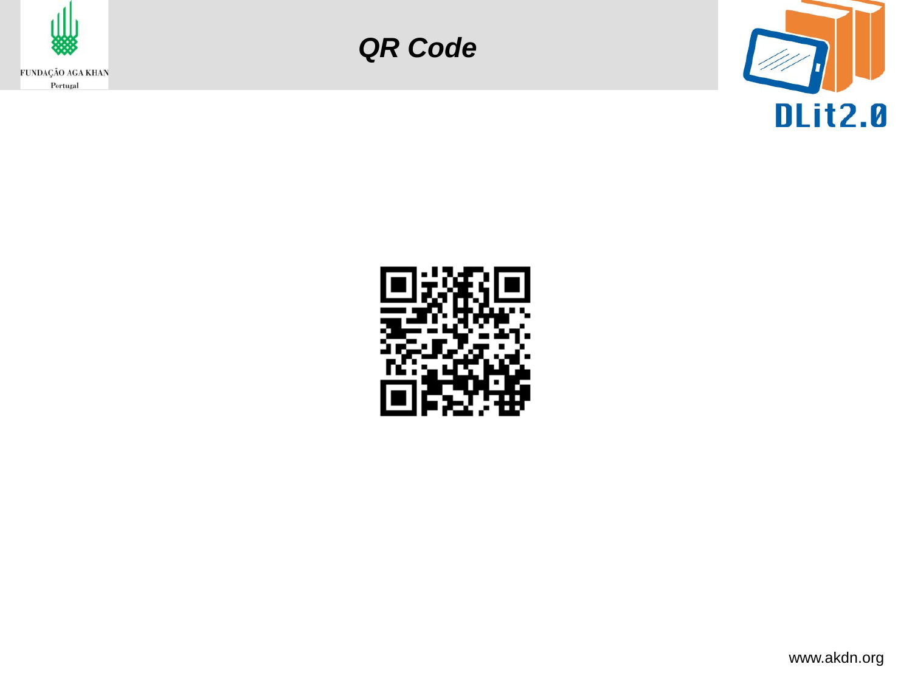# *QR Code*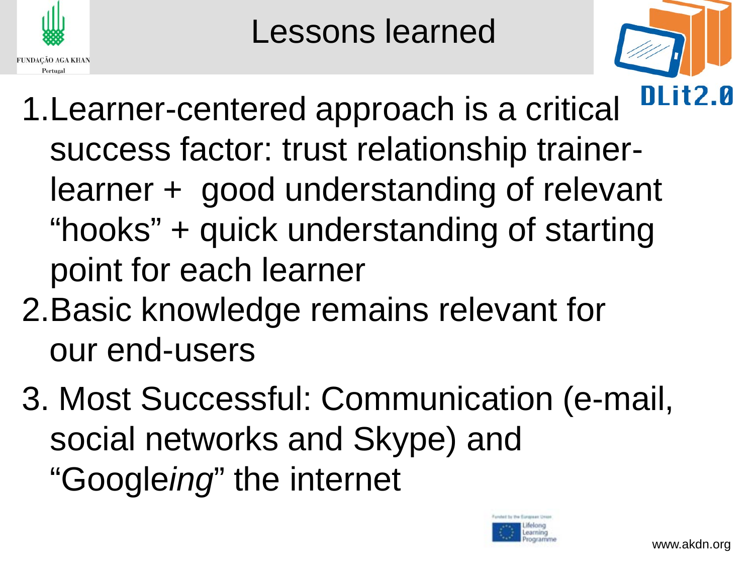# Lessons learned

1. Learner-centered approach is a critical success factor: trust relationship trainer-learner + good understanding of relevant "hooks" + quick understanding of starting point for each learner
2. Basic knowledge remains relevant for our end-users
3. Most Successful: Communication (e-mail, social networks and Skype) and "Google*ing*" the internet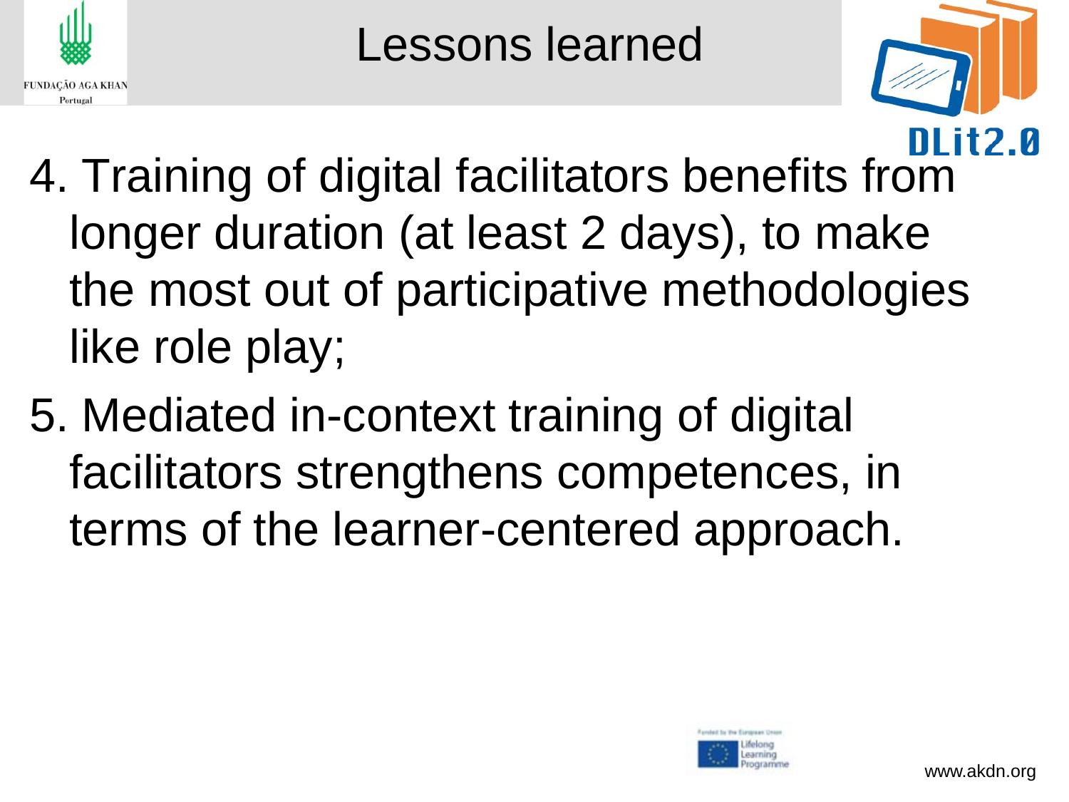# Lessons learned

4. Training of digital facilitators benefits from longer duration (at least 2 days), to make the most out of participative methodologies like role play;
5. Mediated in-context training of digital facilitators strengthens competences, in terms of the learner-centered approach.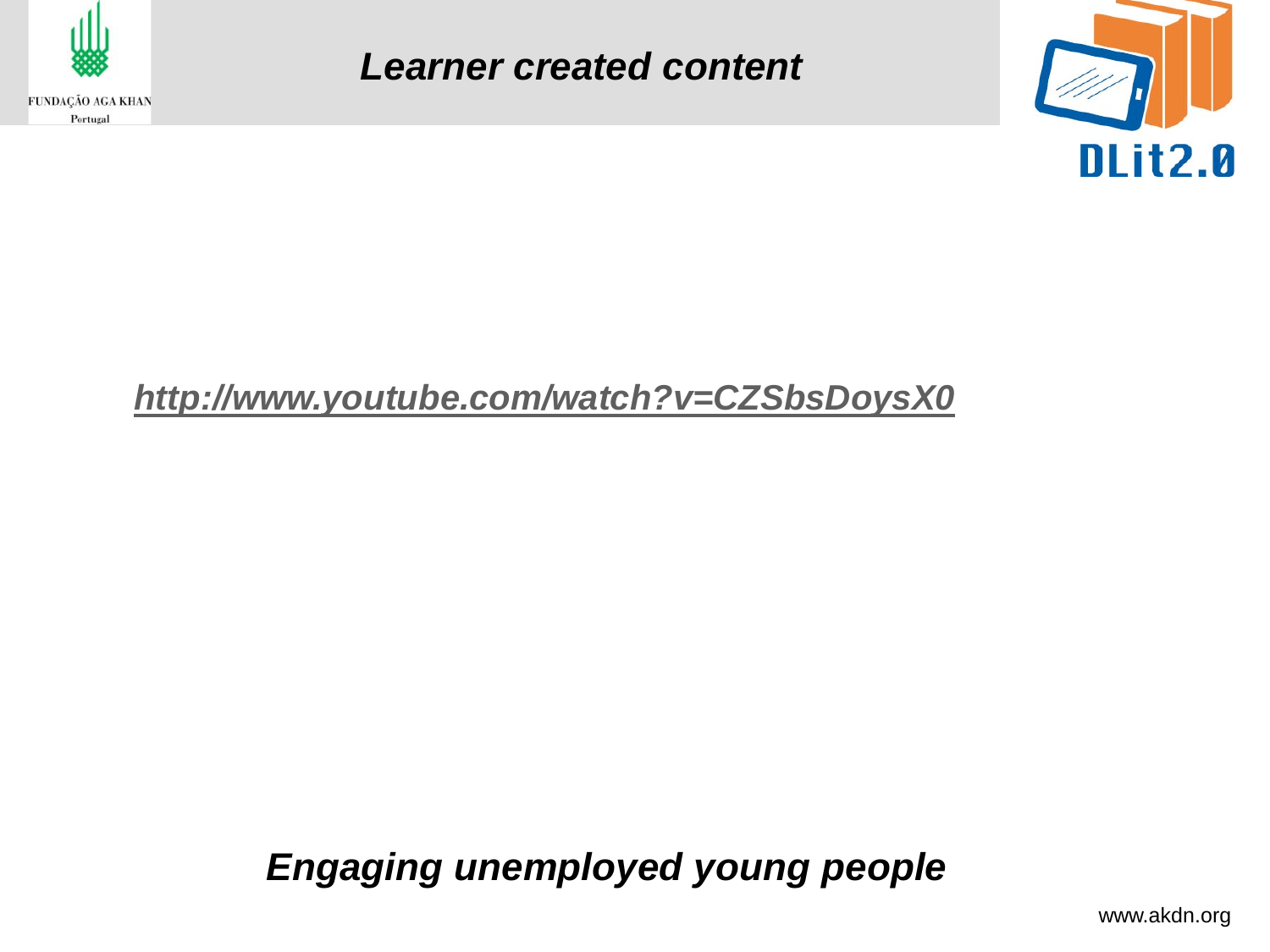# *Learner created content*

***http://www.youtube.com/watch?v=CZSbsDoysX0***

***Engaging unemployed young people***